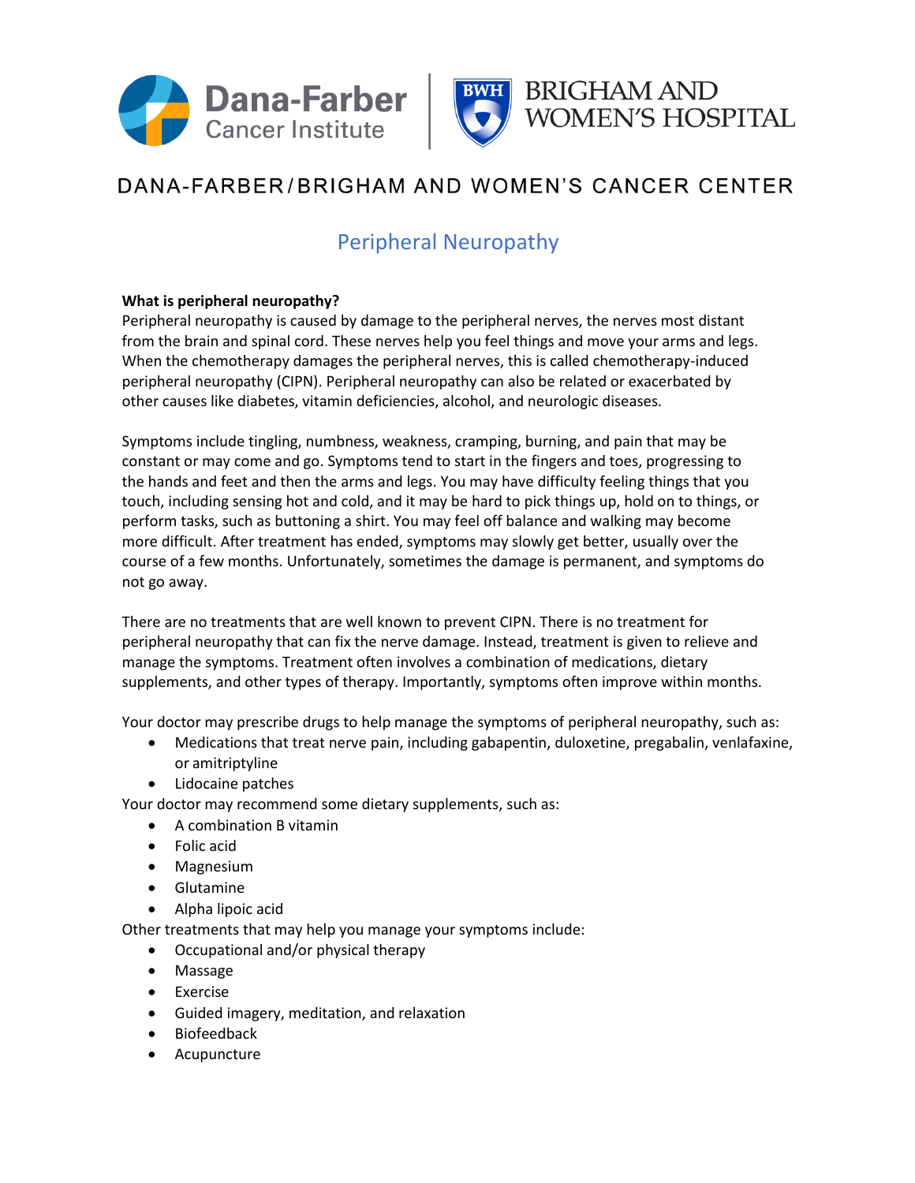Dana-Farber Cancer Institute | BRIGHAM AND WOMEN'S HOSPITAL

DANA-FARBER/BRIGHAM AND WOMEN'S CANCER CENTER

# Peripheral Neuropathy

**What is peripheral neuropathy?**

Peripheral neuropathy is caused by damage to the peripheral nerves, the nerves most distant from the brain and spinal cord. These nerves help you feel things and move your arms and legs. When the chemotherapy damages the peripheral nerves, this is called chemotherapy-induced peripheral neuropathy (CIPN). Peripheral neuropathy can also be related or exacerbated by other causes like diabetes, vitamin deficiencies, alcohol, and neurologic diseases.

Symptoms include tingling, numbness, weakness, cramping, burning, and pain that may be constant or may come and go. Symptoms tend to start in the fingers and toes, progressing to the hands and feet and then the arms and legs. You may have difficulty feeling things that you touch, including sensing hot and cold, and it may be hard to pick things up, hold on to things, or perform tasks, such as buttoning a shirt. You may feel off balance and walking may become more difficult. After treatment has ended, symptoms may slowly get better, usually over the course of a few months. Unfortunately, sometimes the damage is permanent, and symptoms do not go away.

There are no treatments that are well known to prevent CIPN. There is no treatment for peripheral neuropathy that can fix the nerve damage. Instead, treatment is given to relieve and manage the symptoms. Treatment often involves a combination of medications, dietary supplements, and other types of therapy. Importantly, symptoms often improve within months.

Your doctor may prescribe drugs to help manage the symptoms of peripheral neuropathy, such as:

- Medications that treat nerve pain, including gabapentin, duloxetine, pregabalin, venlafaxine, or amitriptyline
- Lidocaine patches

Your doctor may recommend some dietary supplements, such as:

- A combination B vitamin
- Folic acid
- Magnesium
- Glutamine
- Alpha lipoic acid

Other treatments that may help you manage your symptoms include:

- Occupational and/or physical therapy
- Massage
- Exercise
- Guided imagery, meditation, and relaxation
- Biofeedback
- Acupuncture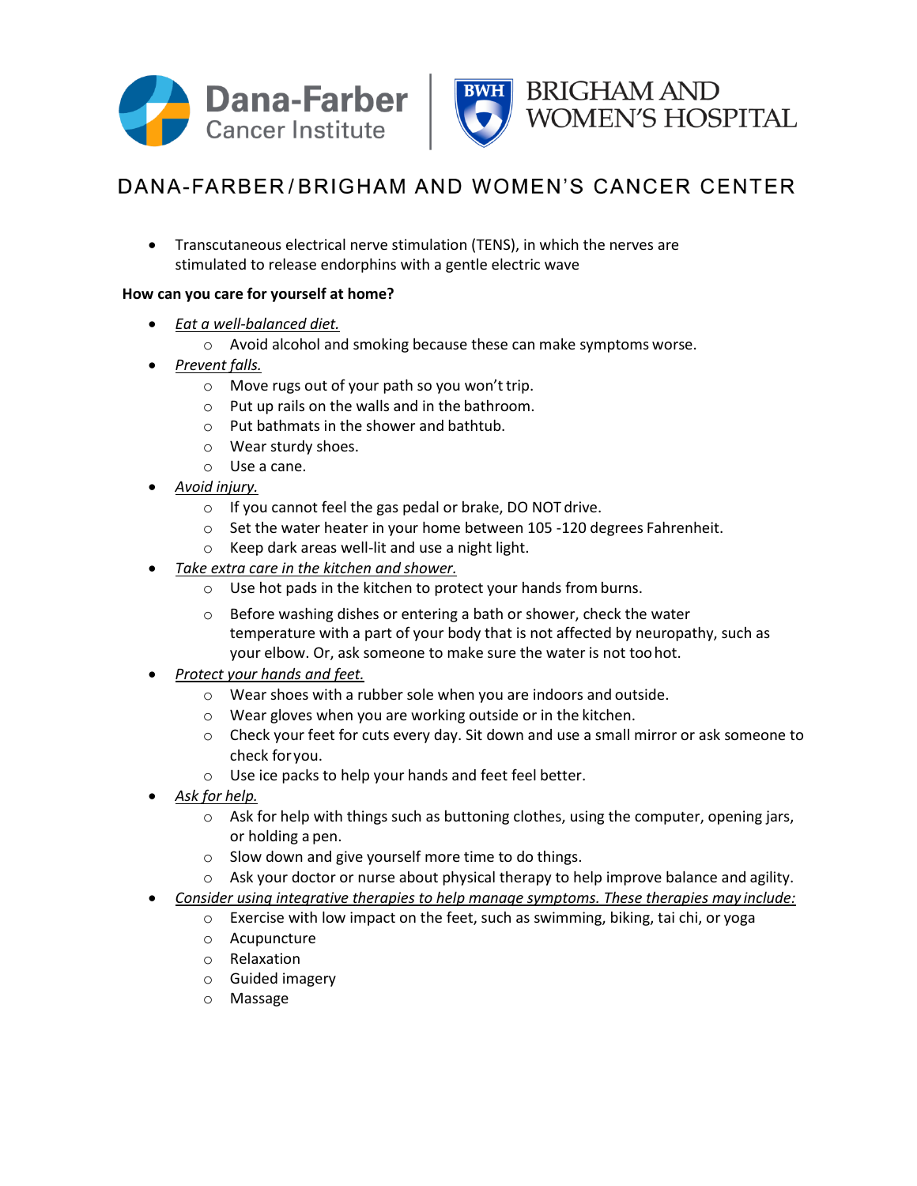- Transcutaneous electrical nerve stimulation (TENS), in which the nerves are stimulated to release endorphins with a gentle electric wave

**How can you care for yourself at home?**

- *Eat a well-balanced diet.*
  - Avoid alcohol and smoking because these can make symptoms worse.
- *Prevent falls.*
  - Move rugs out of your path so you won't trip.
  - Put up rails on the walls and in the bathroom.
  - Put bathmats in the shower and bathtub.
  - Wear sturdy shoes.
  - Use a cane.
- *Avoid injury.*
  - If you cannot feel the gas pedal or brake, DO NOT drive.
  - Set the water heater in your home between 105 -120 degrees Fahrenheit.
  - Keep dark areas well-lit and use a night light.
- *Take extra care in the kitchen and shower.*
  - Use hot pads in the kitchen to protect your hands from burns.
  - Before washing dishes or entering a bath or shower, check the water temperature with a part of your body that is not affected by neuropathy, such as your elbow. Or, ask someone to make sure the water is not too hot.
- *Protect your hands and feet.*
  - Wear shoes with a rubber sole when you are indoors and outside.
  - Wear gloves when you are working outside or in the kitchen.
  - Check your feet for cuts every day. Sit down and use a small mirror or ask someone to check for you.
  - Use ice packs to help your hands and feet feel better.
- *Ask for help.*
  - Ask for help with things such as buttoning clothes, using the computer, opening jars, or holding a pen.
  - Slow down and give yourself more time to do things.
  - Ask your doctor or nurse about physical therapy to help improve balance and agility.
- *Consider using integrative therapies to help manage symptoms. These therapies may include:*
  - Exercise with low impact on the feet, such as swimming, biking, tai chi, or yoga
  - Acupuncture
  - Relaxation
  - Guided imagery
  - Massage